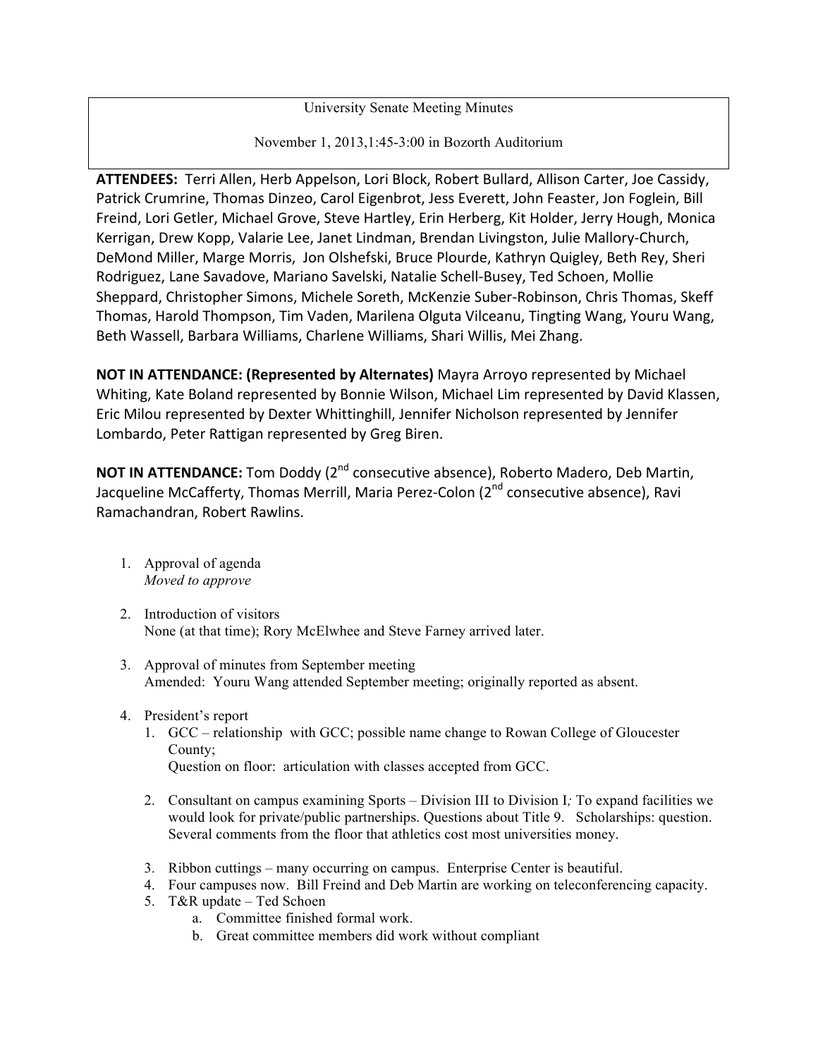University Senate Meeting Minutes

November 1, 2013,1:45-3:00 in Bozorth Auditorium

**ATTENDEES:** Terri Allen, Herb Appelson, Lori Block, Robert Bullard, Allison Carter, Joe Cassidy, Patrick Crumrine, Thomas Dinzeo, Carol Eigenbrot, Jess Everett, John Feaster, Jon Foglein, Bill Freind, Lori Getler, Michael Grove, Steve Hartley, Erin Herberg, Kit Holder, Jerry Hough, Monica Kerrigan, Drew Kopp, Valarie Lee, Janet Lindman, Brendan Livingston, Julie Mallory-Church, DeMond Miller, Marge Morris, Jon Olshefski, Bruce Plourde, Kathryn Quigley, Beth Rey, Sheri Rodriguez, Lane Savadove, Mariano Savelski, Natalie Schell-Busey, Ted Schoen, Mollie Sheppard, Christopher Simons, Michele Soreth, McKenzie Suber-Robinson, Chris Thomas, Skeff Thomas, Harold Thompson, Tim Vaden, Marilena Olguta Vilceanu, Tingting Wang, Youru Wang, Beth Wassell, Barbara Williams, Charlene Williams, Shari Willis, Mei Zhang.

**NOT IN ATTENDANCE: (Represented by Alternates)** Mayra Arroyo represented by Michael Whiting, Kate Boland represented by Bonnie Wilson, Michael Lim represented by David Klassen, Eric Milou represented by Dexter Whittinghill, Jennifer Nicholson represented by Jennifer Lombardo, Peter Rattigan represented by Greg Biren.

**NOT IN ATTENDANCE:** Tom Doddy (2nd consecutive absence), Roberto Madero, Deb Martin, Jacqueline McCafferty, Thomas Merrill, Maria Perez-Colon (2nd consecutive absence), Ravi Ramachandran, Robert Rawlins.

1. Approval of agenda
   *Moved to approve*

2. Introduction of visitors
   None (at that time); Rory McElwhee and Steve Farney arrived later.

3. Approval of minutes from September meeting
   Amended: Youru Wang attended September meeting; originally reported as absent.

4. President's report
   1. GCC – relationship with GCC; possible name change to Rowan College of Gloucester County;
      Question on floor: articulation with classes accepted from GCC.

   2. Consultant on campus examining Sports – Division III to Division I*;* To expand facilities we would look for private/public partnerships. Questions about Title 9. Scholarships: question. Several comments from the floor that athletics cost most universities money.

   3. Ribbon cuttings – many occurring on campus. Enterprise Center is beautiful.
   4. Four campuses now. Bill Freind and Deb Martin are working on teleconferencing capacity.
   5. T&R update – Ted Schoen
      a. Committee finished formal work.
      b. Great committee members did work without compliant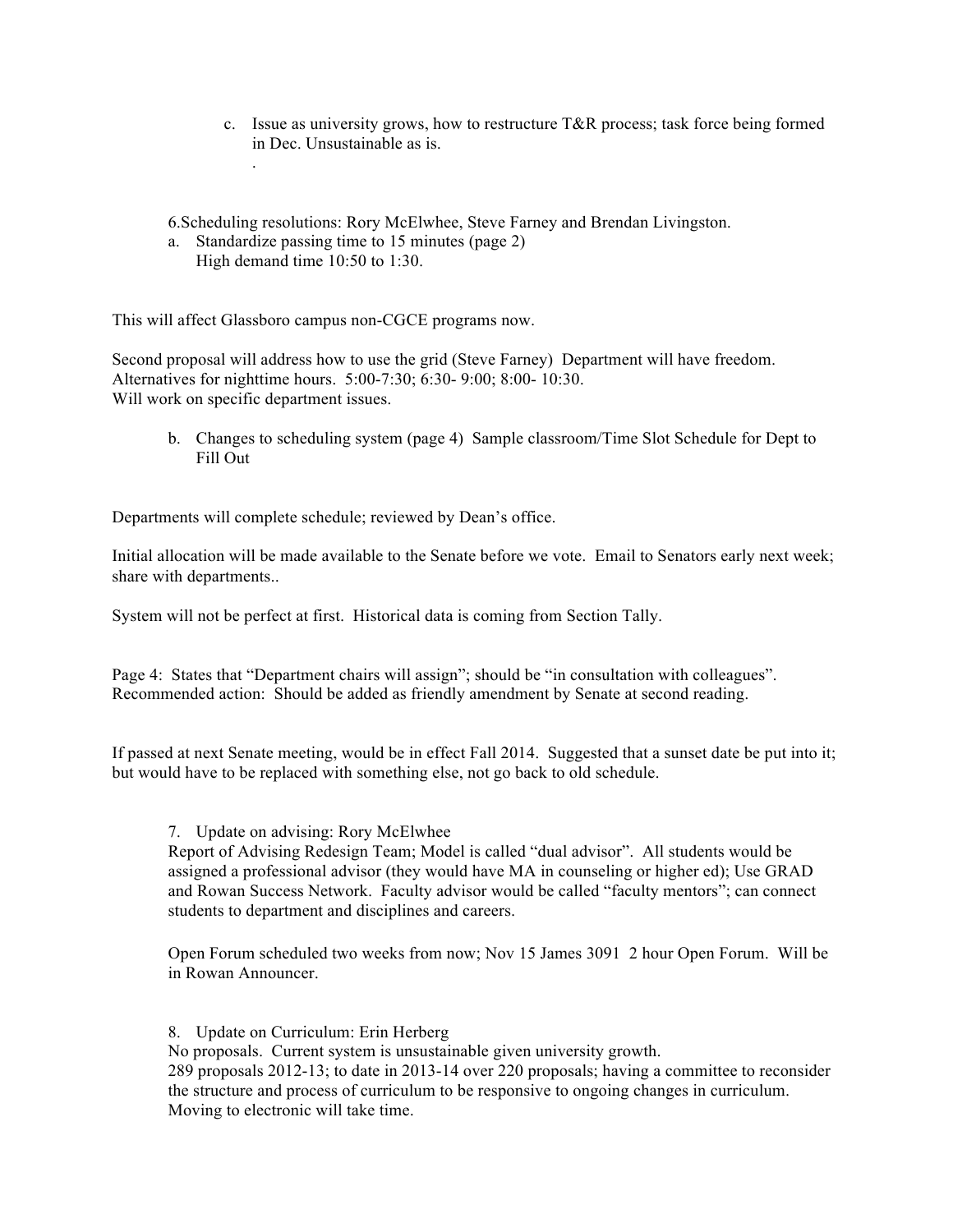c. Issue as university grows, how to restructure T&R process; task force being formed in Dec. Unsustainable as is.

.

6.Scheduling resolutions: Rory McElwhee, Steve Farney and Brendan Livingston.

a. Standardize passing time to 15 minutes (page 2)
   High demand time 10:50 to 1:30.

This will affect Glassboro campus non-CGCE programs now.

Second proposal will address how to use the grid (Steve Farney) Department will have freedom. Alternatives for nighttime hours. 5:00-7:30; 6:30- 9:00; 8:00- 10:30.
Will work on specific department issues.

b. Changes to scheduling system (page 4) Sample classroom/Time Slot Schedule for Dept to Fill Out

Departments will complete schedule; reviewed by Dean's office.

Initial allocation will be made available to the Senate before we vote. Email to Senators early next week; share with departments..

System will not be perfect at first. Historical data is coming from Section Tally.

Page 4: States that "Department chairs will assign"; should be "in consultation with colleagues". Recommended action: Should be added as friendly amendment by Senate at second reading.

If passed at next Senate meeting, would be in effect Fall 2014. Suggested that a sunset date be put into it; but would have to be replaced with something else, not go back to old schedule.

7. Update on advising: Rory McElwhee

Report of Advising Redesign Team; Model is called "dual advisor". All students would be assigned a professional advisor (they would have MA in counseling or higher ed); Use GRAD and Rowan Success Network. Faculty advisor would be called "faculty mentors"; can connect students to department and disciplines and careers.

Open Forum scheduled two weeks from now; Nov 15 James 3091 2 hour Open Forum. Will be in Rowan Announcer.

8. Update on Curriculum: Erin Herberg

No proposals. Current system is unsustainable given university growth.
289 proposals 2012-13; to date in 2013-14 over 220 proposals; having a committee to reconsider the structure and process of curriculum to be responsive to ongoing changes in curriculum. Moving to electronic will take time.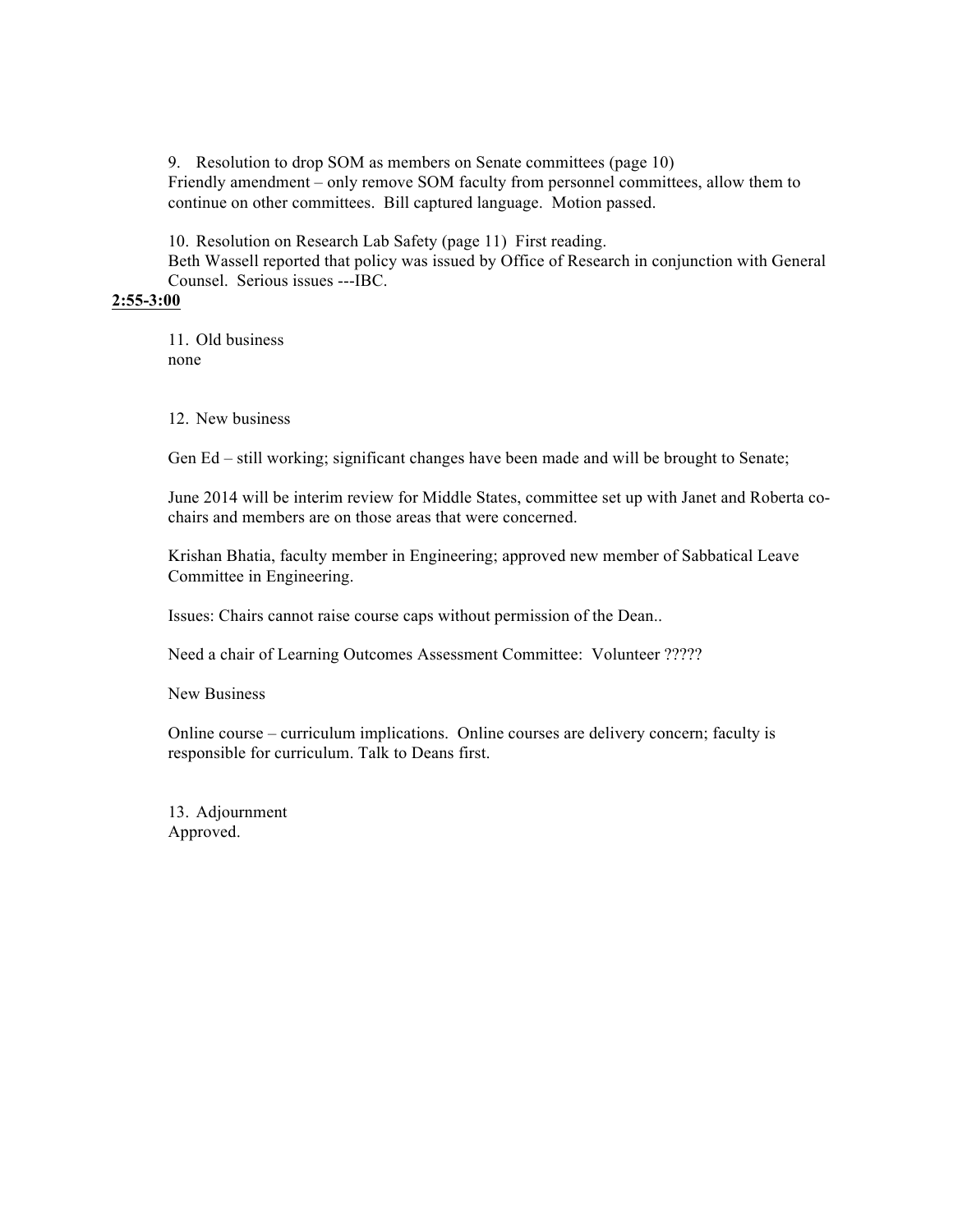9. Resolution to drop SOM as members on Senate committees (page 10)
Friendly amendment – only remove SOM faculty from personnel committees, allow them to continue on other committees. Bill captured language. Motion passed.

10. Resolution on Research Lab Safety (page 11) First reading.
Beth Wassell reported that policy was issued by Office of Research in conjunction with General Counsel. Serious issues ---IBC.

**2:55-3:00**

11. Old business
none

12. New business

Gen Ed – still working; significant changes have been made and will be brought to Senate;

June 2014 will be interim review for Middle States, committee set up with Janet and Roberta co-chairs and members are on those areas that were concerned.

Krishan Bhatia, faculty member in Engineering; approved new member of Sabbatical Leave Committee in Engineering.

Issues: Chairs cannot raise course caps without permission of the Dean..

Need a chair of Learning Outcomes Assessment Committee: Volunteer ?????

New Business

Online course – curriculum implications. Online courses are delivery concern; faculty is responsible for curriculum. Talk to Deans first.

13. Adjournment
Approved.